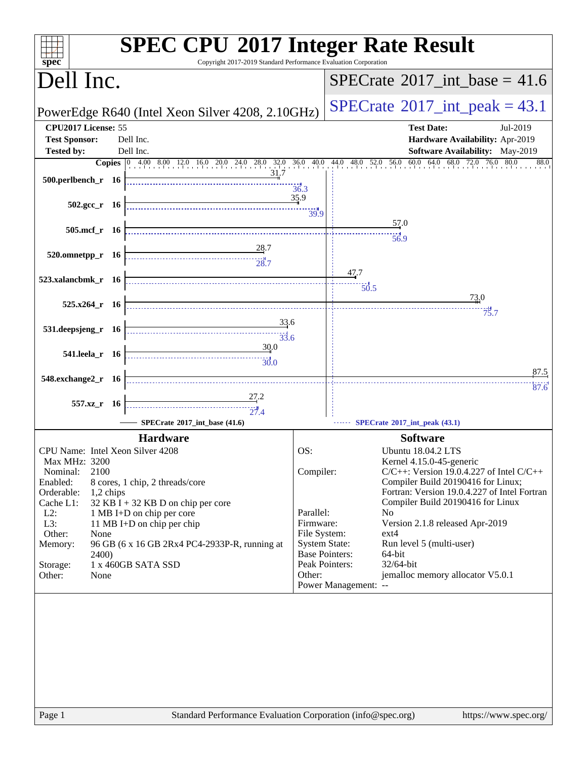# SPEC CPU 2017 Integer Rate Result

Copyright 2017-2019 Standard Performance Evaluation Corporation

## Dell Inc.

PowerEdge R640 (Intel Xeon Silver 4208, 2.10GHz)

SPECrate 2017_int_base = 41.6

SPECrate 2017_int_peak = 43.1

| | | | |
|---|---|---|---|
| **CPU2017 License:** | 55 | **Test Date:** | Jul-2019 |
| **Test Sponsor:** | Dell Inc. | **Hardware Availability:** | Apr-2019 |
| **Tested by:** | Dell Inc. | **Software Availability:** | May-2019 |

| Benchmark | Copies | Base | Peak |
|---|---|---|---|
| 500.perlbench_r | 16 | 31.7 | 36.3 |
| 502.gcc_r | 16 | 35.9 | 39.9 |
| 505.mcf_r | 16 | 57.0 | 56.9 |
| 520.omnetpp_r | 16 | 28.7 | 28.7 |
| 523.xalancbmk_r | 16 | 47.7 | 50.5 |
| 525.x264_r | 16 | 73.0 | 75.7 |
| 531.deepsjeng_r | 16 | 33.6 | 33.6 |
| 541.leela_r | 16 | 30.0 | 30.0 |
| 548.exchange2_r | 16 | 87.5 | 87.6 |
| 557.xz_r | 16 | 27.2 | 27.4 |

SPECrate 2017_int_base (41.6) — SPECrate 2017_int_peak (43.1)

## Hardware

| | |
|---|---|
| CPU Name: | Intel Xeon Silver 4208 |
| Max MHz: | 3200 |
| Nominal: | 2100 |
| Enabled: | 8 cores, 1 chip, 2 threads/core |
| Orderable: | 1,2 chips |
| Cache L1: | 32 KB I + 32 KB D on chip per core |
| L2: | 1 MB I+D on chip per core |
| L3: | 11 MB I+D on chip per chip |
| Other: | None |
| Memory: | 96 GB (6 x 16 GB 2Rx4 PC4-2933P-R, running at 2400) |
| Storage: | 1 x 460GB SATA SSD |
| Other: | None |

## Software

| | |
|---|---|
| OS: | Ubuntu 18.04.2 LTS<br>Kernel 4.15.0-45-generic |
| Compiler: | C/C++: Version 19.0.4.227 of Intel C/C++ Compiler Build 20190416 for Linux;<br>Fortran: Version 19.0.4.227 of Intel Fortran Compiler Build 20190416 for Linux |
| Parallel: | No |
| Firmware: | Version 2.1.8 released Apr-2019 |
| File System: | ext4 |
| System State: | Run level 5 (multi-user) |
| Base Pointers: | 64-bit |
| Peak Pointers: | 32/64-bit |
| Other: | jemalloc memory allocator V5.0.1 |
| Power Management: | -- |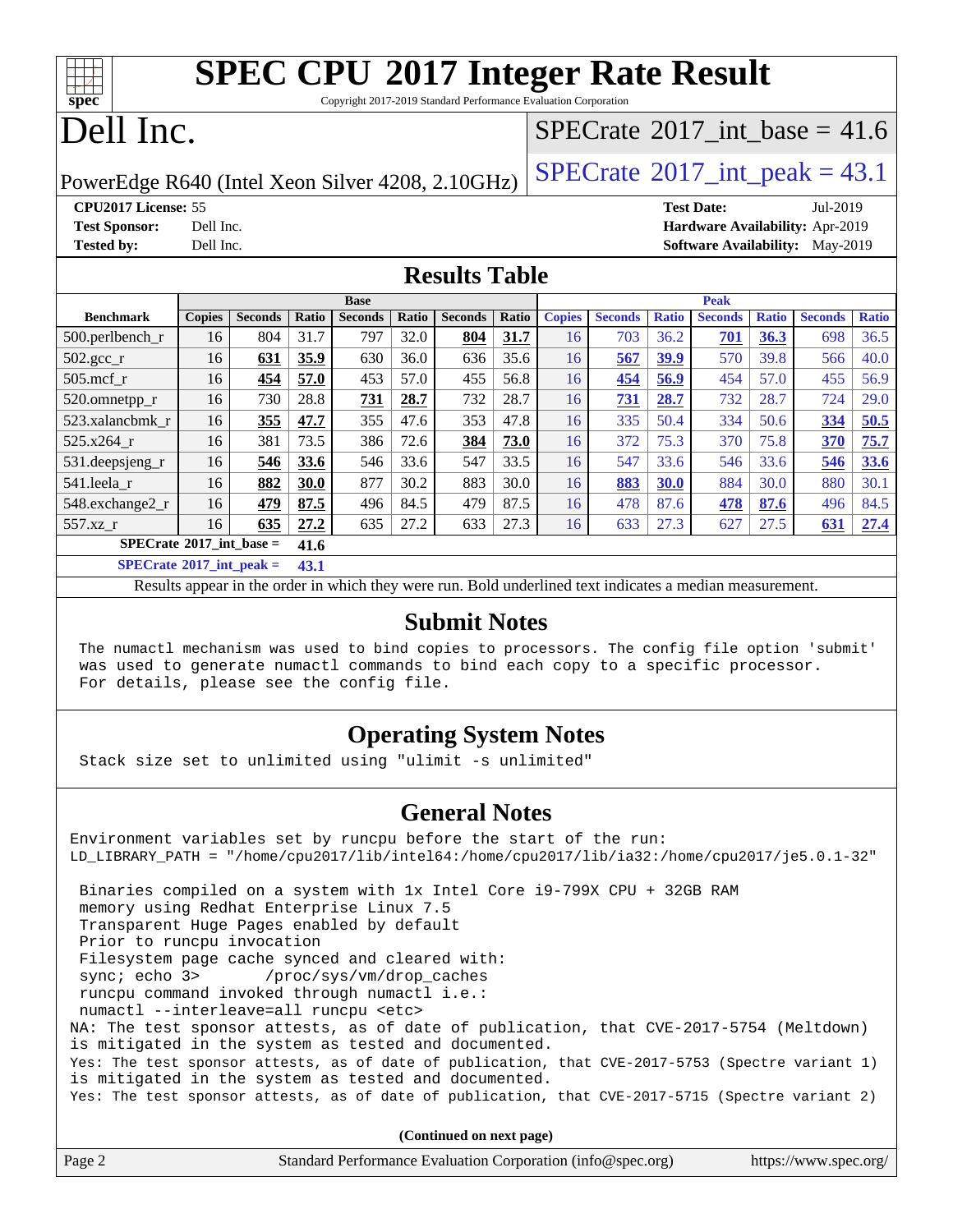# SPEC CPU 2017 Integer Rate Result

Copyright 2017-2019 Standard Performance Evaluation Corporation

# Dell Inc.

PowerEdge R640 (Intel Xeon Silver 4208, 2.10GHz)

SPECrate 2017_int_base = 41.6

SPECrate 2017_int_peak = 43.1

**CPU2017 License:** 55
**Test Sponsor:** Dell Inc.
**Tested by:** Dell Inc.

**Test Date:** Jul-2019
**Hardware Availability:** Apr-2019
**Software Availability:** May-2019

## Results Table

| | Base | | | | | | | Peak | | | | | | |
|---|---|---|---|---|---|---|---|---|---|---|---|---|---|---|
| **Benchmark** | **Copies** | **Seconds** | **Ratio** | **Seconds** | **Ratio** | **Seconds** | **Ratio** | **Copies** | **Seconds** | **Ratio** | **Seconds** | **Ratio** | **Seconds** | **Ratio** |
| 500.perlbench_r | 16 | 804 | 31.7 | 797 | 32.0 | **804** | **31.7** | 16 | 703 | 36.2 | **701** | **36.3** | 698 | 36.5 |
| 502.gcc_r | 16 | **631** | **35.9** | 630 | 36.0 | 636 | 35.6 | 16 | **567** | **39.9** | 570 | 39.8 | 566 | 40.0 |
| 505.mcf_r | 16 | **454** | **57.0** | 453 | 57.0 | 455 | 56.8 | 16 | **454** | **56.9** | 454 | 57.0 | 455 | 56.9 |
| 520.omnetpp_r | 16 | 730 | 28.8 | **731** | **28.7** | 732 | 28.7 | 16 | **731** | **28.7** | 732 | 28.7 | 724 | 29.0 |
| 523.xalancbmk_r | 16 | **355** | **47.7** | 355 | 47.6 | 353 | 47.8 | 16 | 335 | 50.4 | 334 | 50.6 | **334** | **50.5** |
| 525.x264_r | 16 | 381 | 73.5 | 386 | 72.6 | **384** | **73.0** | 16 | 372 | 75.3 | 370 | 75.8 | **370** | **75.7** |
| 531.deepsjeng_r | 16 | **546** | **33.6** | 546 | 33.6 | 547 | 33.5 | 16 | 547 | 33.6 | 546 | 33.6 | **546** | **33.6** |
| 541.leela_r | 16 | **882** | **30.0** | 877 | 30.2 | 883 | 30.0 | 16 | **883** | **30.0** | 884 | 30.0 | 880 | 30.1 |
| 548.exchange2_r | 16 | **479** | **87.5** | 496 | 84.5 | 479 | 87.5 | 16 | 478 | 87.6 | **478** | **87.6** | 496 | 84.5 |
| 557.xz_r | 16 | **635** | **27.2** | 635 | 27.2 | 633 | 27.3 | 16 | 633 | 27.3 | 627 | 27.5 | **631** | **27.4** |

**SPECrate 2017_int_base = 41.6**

**SPECrate 2017_int_peak = 43.1**

Results appear in the order in which they were run. Bold underlined text indicates a median measurement.

## Submit Notes

```
The numactl mechanism was used to bind copies to processors. The config file option 'submit'
was used to generate numactl commands to bind each copy to a specific processor.
For details, please see the config file.
```

## Operating System Notes

```
Stack size set to unlimited using "ulimit -s unlimited"
```

## General Notes

```
Environment variables set by runcpu before the start of the run:
LD_LIBRARY_PATH = "/home/cpu2017/lib/intel64:/home/cpu2017/lib/ia32:/home/cpu2017/je5.0.1-32"

 Binaries compiled on a system with 1x Intel Core i9-799X CPU + 32GB RAM
 memory using Redhat Enterprise Linux 7.5
 Transparent Huge Pages enabled by default
 Prior to runcpu invocation
 Filesystem page cache synced and cleared with:
 sync; echo 3>       /proc/sys/vm/drop_caches
 runcpu command invoked through numactl i.e.:
 numactl --interleave=all runcpu <etc>
NA: The test sponsor attests, as of date of publication, that CVE-2017-5754 (Meltdown)
is mitigated in the system as tested and documented.
Yes: The test sponsor attests, as of date of publication, that CVE-2017-5753 (Spectre variant 1)
is mitigated in the system as tested and documented.
Yes: The test sponsor attests, as of date of publication, that CVE-2017-5715 (Spectre variant 2)
```

(Continued on next page)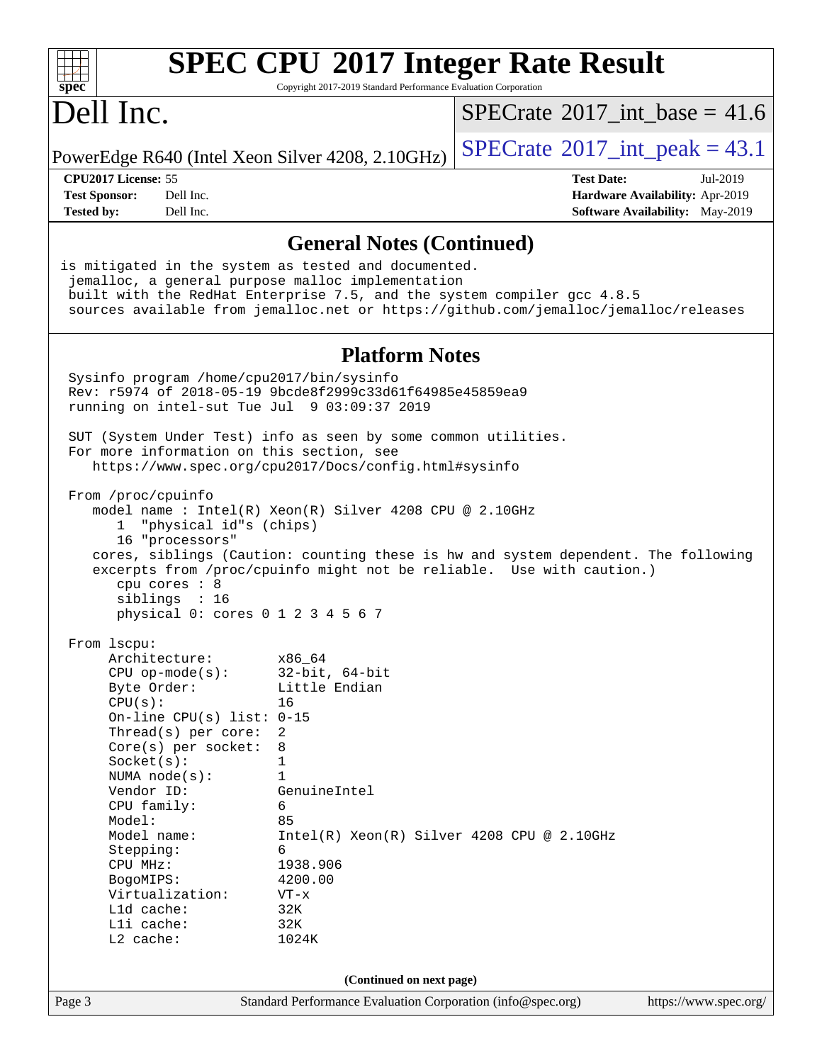## General Notes (Continued)

```
 is mitigated in the system as tested and documented.
  jemalloc, a general purpose malloc implementation
  built with the RedHat Enterprise 7.5, and the system compiler gcc 4.8.5
  sources available from jemalloc.net or https://github.com/jemalloc/jemalloc/releases
```

## Platform Notes

```
 Sysinfo program /home/cpu2017/bin/sysinfo
 Rev: r5974 of 2018-05-19 9bcde8f2999c33d61f64985e45859ea9
 running on intel-sut Tue Jul  9 03:09:37 2019

 SUT (System Under Test) info as seen by some common utilities.
 For more information on this section, see
    https://www.spec.org/cpu2017/Docs/config.html#sysinfo

 From /proc/cpuinfo
    model name : Intel(R) Xeon(R) Silver 4208 CPU @ 2.10GHz
       1  "physical id"s (chips)
       16 "processors"
    cores, siblings (Caution: counting these is hw and system dependent. The following
    excerpts from /proc/cpuinfo might not be reliable.  Use with caution.)
       cpu cores : 8
       siblings  : 16
       physical 0: cores 0 1 2 3 4 5 6 7

 From lscpu:
      Architecture:        x86_64
      CPU op-mode(s):      32-bit, 64-bit
      Byte Order:          Little Endian
      CPU(s):              16
      On-line CPU(s) list: 0-15
      Thread(s) per core:  2
      Core(s) per socket:  8
      Socket(s):           1
      NUMA node(s):        1
      Vendor ID:           GenuineIntel
      CPU family:          6
      Model:               85
      Model name:          Intel(R) Xeon(R) Silver 4208 CPU @ 2.10GHz
      Stepping:            6
      CPU MHz:             1938.906
      BogoMIPS:            4200.00
      Virtualization:      VT-x
      L1d cache:           32K
      L1i cache:           32K
      L2 cache:            1024K
```

**(Continued on next page)**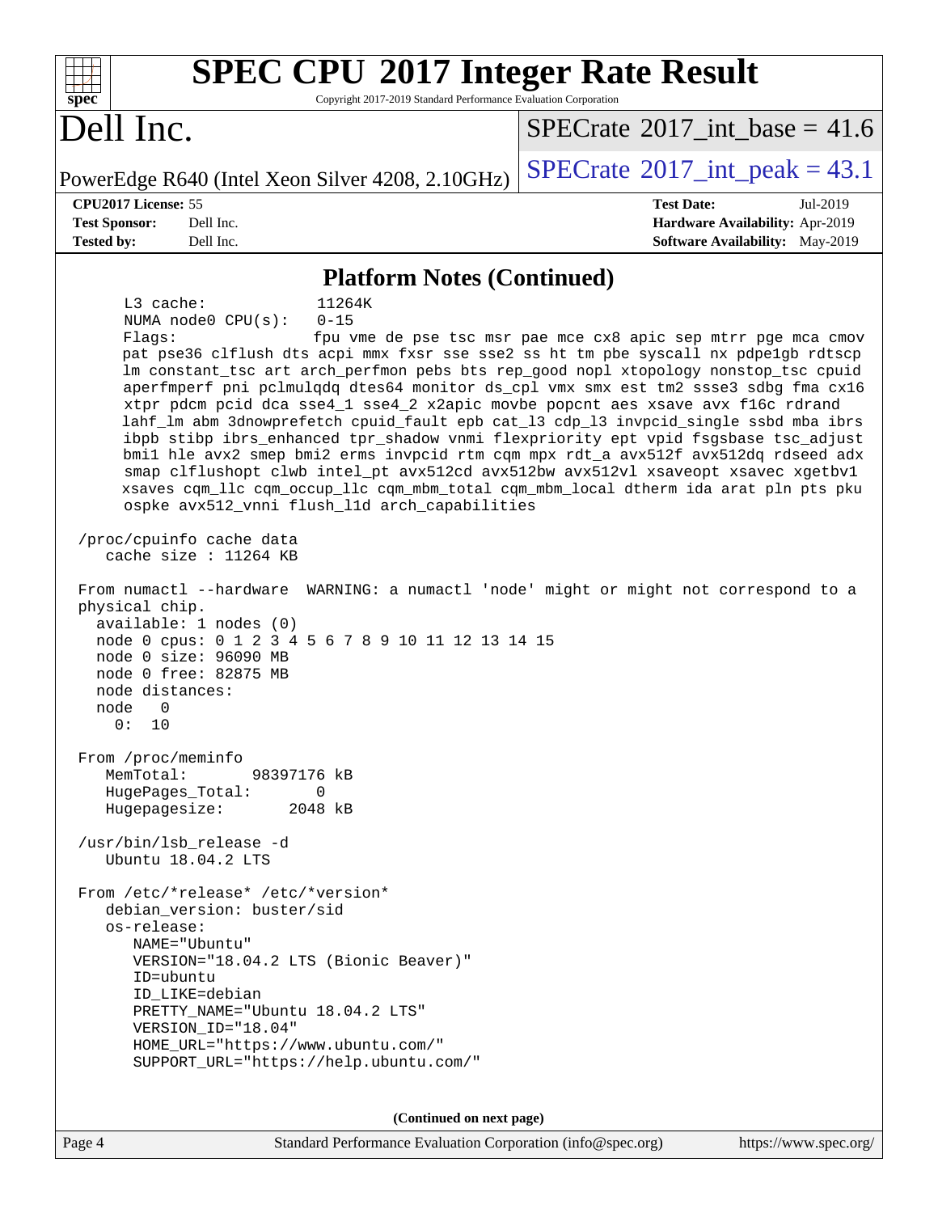## Platform Notes (Continued)

```
     L3 cache:              11264K
     NUMA node0 CPU(s):     0-15
     Flags:                 fpu vme de pse tsc msr pae mce cx8 apic sep mtrr pge mca cmov
     pat pse36 clflush dts acpi mmx fxsr sse sse2 ss ht tm pbe syscall nx pdpe1gb rdtscp
     lm constant_tsc art arch_perfmon pebs bts rep_good nopl xtopology nonstop_tsc cpuid
     aperfmperf pni pclmulqdq dtes64 monitor ds_cpl vmx smx est tm2 ssse3 sdbg fma cx16
     xtpr pdcm pcid dca sse4_1 sse4_2 x2apic movbe popcnt aes xsave avx f16c rdrand
     lahf_lm abm 3dnowprefetch cpuid_fault epb cat_l3 cdp_l3 invpcid_single ssbd mba ibrs
     ibpb stibp ibrs_enhanced tpr_shadow vnmi flexpriority ept vpid fsgsbase tsc_adjust
     bmi1 hle avx2 smep bmi2 erms invpcid rtm cqm mpx rdt_a avx512f avx512dq rdseed adx
     smap clflushopt clwb intel_pt avx512cd avx512bw avx512vl xsaveopt xsavec xgetbv1
     xsaves cqm_llc cqm_occup_llc cqm_mbm_total cqm_mbm_local dtherm ida arat pln pts pku
     ospke avx512_vnni flush_l1d arch_capabilities

 /proc/cpuinfo cache data
    cache size : 11264 KB

 From numactl --hardware  WARNING: a numactl 'node' might or might not correspond to a
 physical chip.
   available: 1 nodes (0)
   node 0 cpus: 0 1 2 3 4 5 6 7 8 9 10 11 12 13 14 15
   node 0 size: 96090 MB
   node 0 free: 82875 MB
   node distances:
   node   0
     0:  10

 From /proc/meminfo
    MemTotal:       98397176 kB
    HugePages_Total:       0
    Hugepagesize:       2048 kB

 /usr/bin/lsb_release -d
    Ubuntu 18.04.2 LTS

 From /etc/*release* /etc/*version*
    debian_version: buster/sid
    os-release:
       NAME="Ubuntu"
       VERSION="18.04.2 LTS (Bionic Beaver)"
       ID=ubuntu
       ID_LIKE=debian
       PRETTY_NAME="Ubuntu 18.04.2 LTS"
       VERSION_ID="18.04"
       HOME_URL="https://www.ubuntu.com/"
       SUPPORT_URL="https://help.ubuntu.com/"
```

**(Continued on next page)**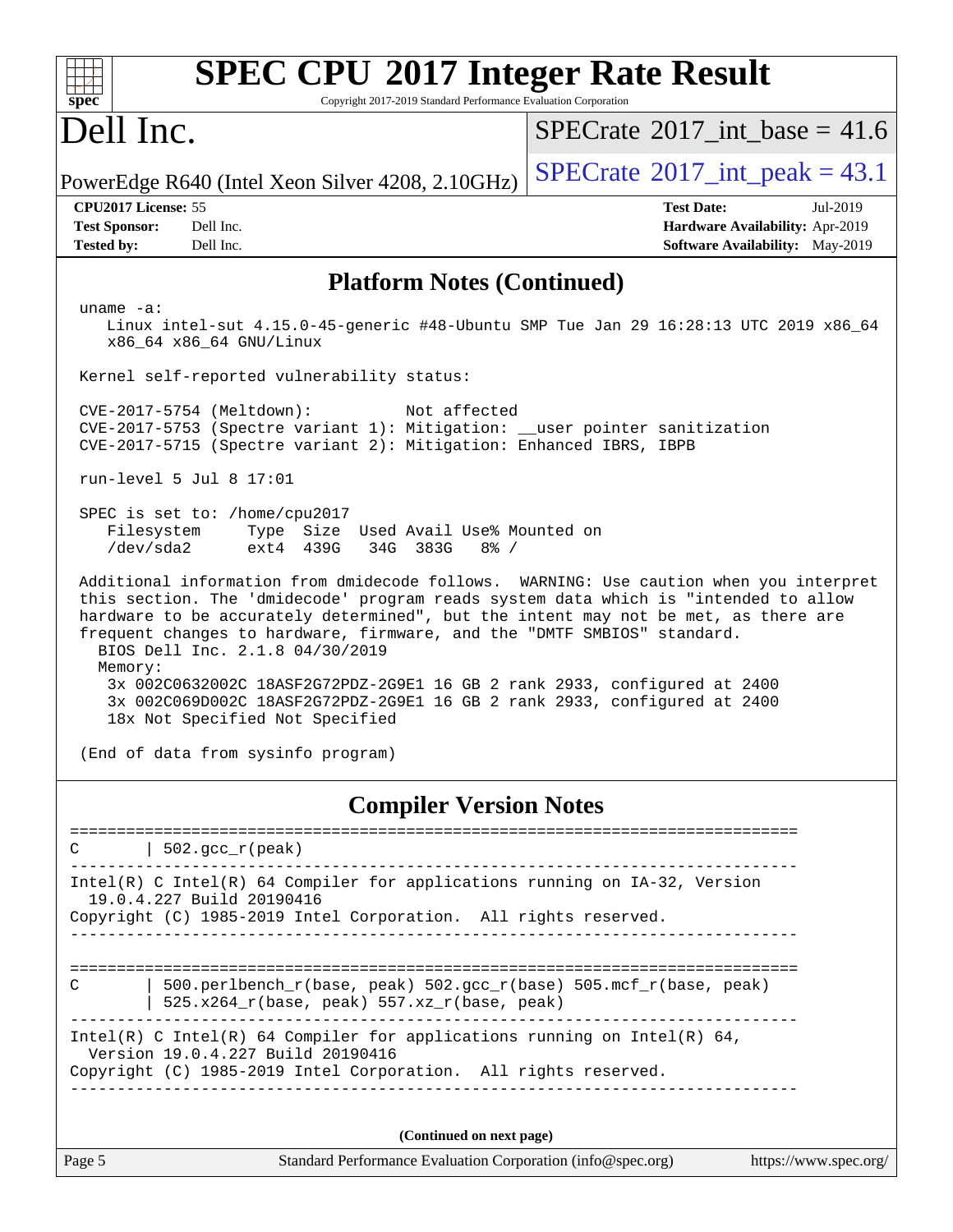## Platform Notes (Continued)

```
uname -a:
   Linux intel-sut 4.15.0-45-generic #48-Ubuntu SMP Tue Jan 29 16:28:13 UTC 2019 x86_64
   x86_64 x86_64 GNU/Linux

Kernel self-reported vulnerability status:

CVE-2017-5754 (Meltdown):          Not affected
CVE-2017-5753 (Spectre variant 1): Mitigation: __user pointer sanitization
CVE-2017-5715 (Spectre variant 2): Mitigation: Enhanced IBRS, IBPB

run-level 5 Jul 8 17:01

SPEC is set to: /home/cpu2017
   Filesystem     Type  Size  Used Avail Use% Mounted on
   /dev/sda2      ext4  439G   34G  383G   8% /

Additional information from dmidecode follows.  WARNING: Use caution when you interpret
this section. The 'dmidecode' program reads system data which is "intended to allow
hardware to be accurately determined", but the intent may not be met, as there are
frequent changes to hardware, firmware, and the "DMTF SMBIOS" standard.
  BIOS Dell Inc. 2.1.8 04/30/2019
  Memory:
    3x 002C0632002C 18ASF2G72PDZ-2G9E1 16 GB 2 rank 2933, configured at 2400
    3x 002C069D002C 18ASF2G72PDZ-2G9E1 16 GB 2 rank 2933, configured at 2400
    18x Not Specified Not Specified

(End of data from sysinfo program)
```

## Compiler Version Notes

```
==============================================================================
C       | 502.gcc_r(peak)
------------------------------------------------------------------------------
Intel(R) C Intel(R) 64 Compiler for applications running on IA-32, Version
  19.0.4.227 Build 20190416
Copyright (C) 1985-2019 Intel Corporation.  All rights reserved.
------------------------------------------------------------------------------

==============================================================================
C       | 500.perlbench_r(base, peak) 502.gcc_r(base) 505.mcf_r(base, peak)
        | 525.x264_r(base, peak) 557.xz_r(base, peak)
------------------------------------------------------------------------------
Intel(R) C Intel(R) 64 Compiler for applications running on Intel(R) 64,
  Version 19.0.4.227 Build 20190416
Copyright (C) 1985-2019 Intel Corporation.  All rights reserved.
------------------------------------------------------------------------------
```

**(Continued on next page)**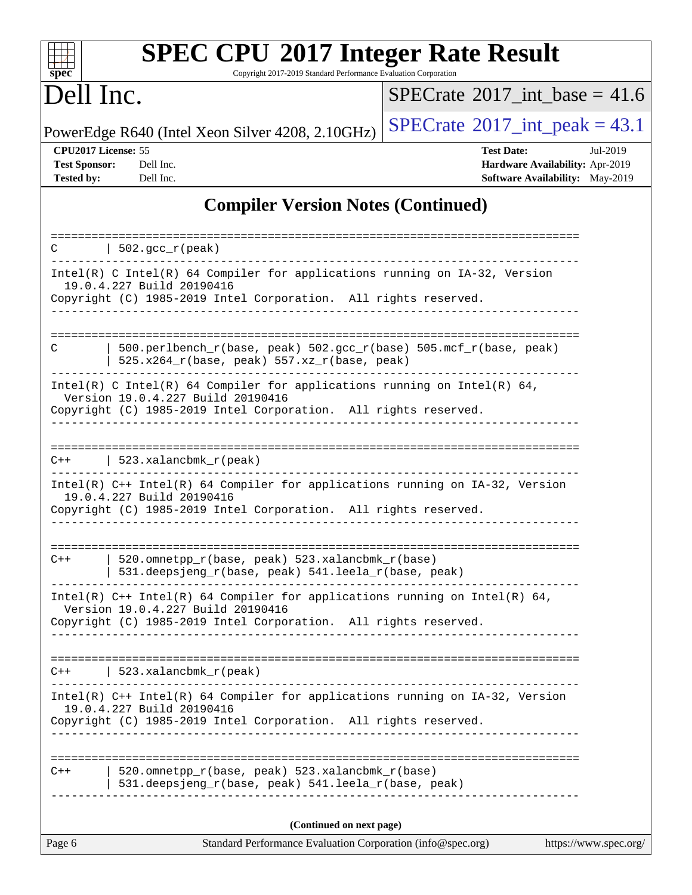## Compiler Version Notes (Continued)

```
==============================================================================
C       | 502.gcc_r(peak)
------------------------------------------------------------------------------
Intel(R) C Intel(R) 64 Compiler for applications running on IA-32, Version
  19.0.4.227 Build 20190416
Copyright (C) 1985-2019 Intel Corporation.  All rights reserved.
------------------------------------------------------------------------------

==============================================================================
C       | 500.perlbench_r(base, peak) 502.gcc_r(base) 505.mcf_r(base, peak)
        | 525.x264_r(base, peak) 557.xz_r(base, peak)
------------------------------------------------------------------------------
Intel(R) C Intel(R) 64 Compiler for applications running on Intel(R) 64,
  Version 19.0.4.227 Build 20190416
Copyright (C) 1985-2019 Intel Corporation.  All rights reserved.
------------------------------------------------------------------------------

==============================================================================
C++     | 523.xalancbmk_r(peak)
------------------------------------------------------------------------------
Intel(R) C++ Intel(R) 64 Compiler for applications running on IA-32, Version
  19.0.4.227 Build 20190416
Copyright (C) 1985-2019 Intel Corporation.  All rights reserved.
------------------------------------------------------------------------------

==============================================================================
C++     | 520.omnetpp_r(base, peak) 523.xalancbmk_r(base)
        | 531.deepsjeng_r(base, peak) 541.leela_r(base, peak)
------------------------------------------------------------------------------
Intel(R) C++ Intel(R) 64 Compiler for applications running on Intel(R) 64,
  Version 19.0.4.227 Build 20190416
Copyright (C) 1985-2019 Intel Corporation.  All rights reserved.
------------------------------------------------------------------------------

==============================================================================
C++     | 523.xalancbmk_r(peak)
------------------------------------------------------------------------------
Intel(R) C++ Intel(R) 64 Compiler for applications running on IA-32, Version
  19.0.4.227 Build 20190416
Copyright (C) 1985-2019 Intel Corporation.  All rights reserved.
------------------------------------------------------------------------------

==============================================================================
C++     | 520.omnetpp_r(base, peak) 523.xalancbmk_r(base)
        | 531.deepsjeng_r(base, peak) 541.leela_r(base, peak)
------------------------------------------------------------------------------
```

(Continued on next page)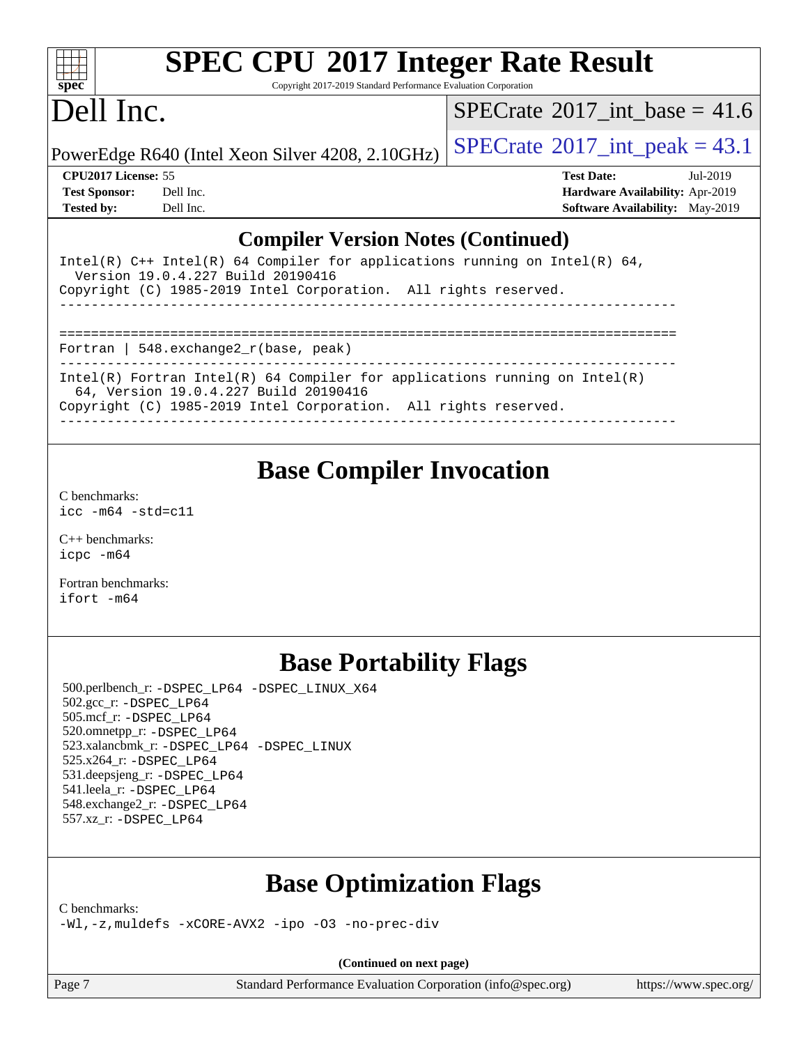## Compiler Version Notes (Continued)

```
Intel(R) C++ Intel(R) 64 Compiler for applications running on Intel(R) 64,
  Version 19.0.4.227 Build 20190416
Copyright (C) 1985-2019 Intel Corporation.  All rights reserved.
------------------------------------------------------------------------------

==============================================================================
Fortran | 548.exchange2_r(base, peak)
------------------------------------------------------------------------------
Intel(R) Fortran Intel(R) 64 Compiler for applications running on Intel(R)
  64, Version 19.0.4.227 Build 20190416
Copyright (C) 1985-2019 Intel Corporation.  All rights reserved.
------------------------------------------------------------------------------
```

## Base Compiler Invocation

C benchmarks:
icc -m64 -std=c11

C++ benchmarks:
icpc -m64

Fortran benchmarks:
ifort -m64

## Base Portability Flags

500.perlbench_r: -DSPEC_LP64 -DSPEC_LINUX_X64
502.gcc_r: -DSPEC_LP64
505.mcf_r: -DSPEC_LP64
520.omnetpp_r: -DSPEC_LP64
523.xalancbmk_r: -DSPEC_LP64 -DSPEC_LINUX
525.x264_r: -DSPEC_LP64
531.deepsjeng_r: -DSPEC_LP64
541.leela_r: -DSPEC_LP64
548.exchange2_r: -DSPEC_LP64
557.xz_r: -DSPEC_LP64

## Base Optimization Flags

C benchmarks:
-Wl,-z,muldefs -xCORE-AVX2 -ipo -O3 -no-prec-div

**(Continued on next page)**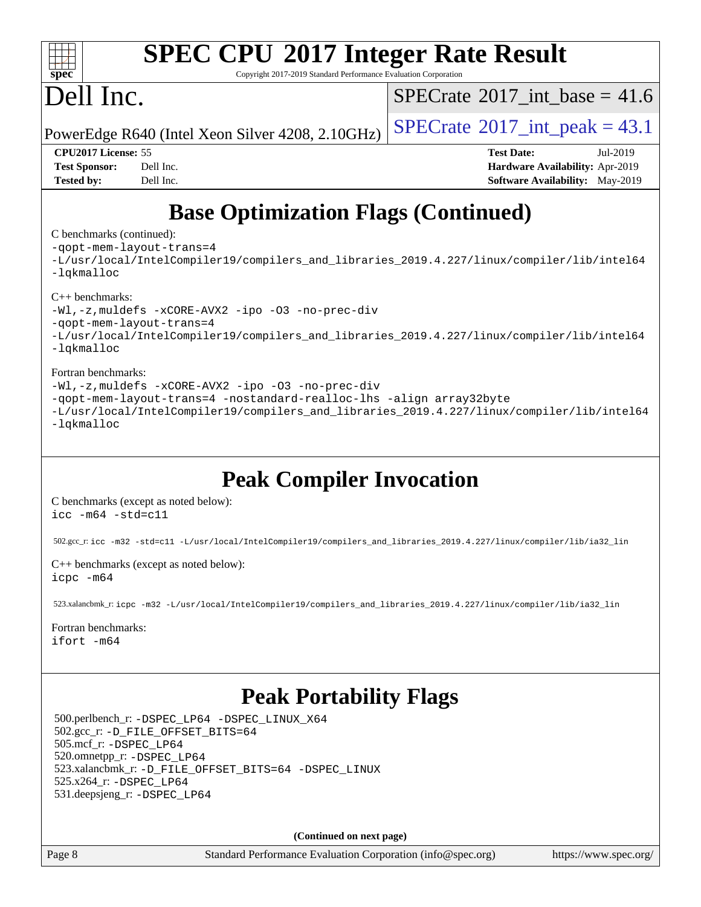# Base Optimization Flags (Continued)

C benchmarks (continued):

```
-qopt-mem-layout-trans=4
-L/usr/local/IntelCompiler19/compilers_and_libraries_2019.4.227/linux/compiler/lib/intel64
-lqkmalloc
```

C++ benchmarks:

```
-Wl,-z,muldefs -xCORE-AVX2 -ipo -O3 -no-prec-div
-qopt-mem-layout-trans=4
-L/usr/local/IntelCompiler19/compilers_and_libraries_2019.4.227/linux/compiler/lib/intel64
-lqkmalloc
```

Fortran benchmarks:

```
-Wl,-z,muldefs -xCORE-AVX2 -ipo -O3 -no-prec-div
-qopt-mem-layout-trans=4 -nostandard-realloc-lhs -align array32byte
-L/usr/local/IntelCompiler19/compilers_and_libraries_2019.4.227/linux/compiler/lib/intel64
-lqkmalloc
```

# Peak Compiler Invocation

C benchmarks (except as noted below):

```
icc -m64 -std=c11
```

502.gcc_r: `icc -m32 -std=c11 -L/usr/local/IntelCompiler19/compilers_and_libraries_2019.4.227/linux/compiler/lib/ia32_lin`

C++ benchmarks (except as noted below):

```
icpc -m64
```

523.xalancbmk_r: `icpc -m32 -L/usr/local/IntelCompiler19/compilers_and_libraries_2019.4.227/linux/compiler/lib/ia32_lin`

Fortran benchmarks:

```
ifort -m64
```

# Peak Portability Flags

500.perlbench_r: `-DSPEC_LP64 -DSPEC_LINUX_X64`
502.gcc_r: `-D_FILE_OFFSET_BITS=64`
505.mcf_r: `-DSPEC_LP64`
520.omnetpp_r: `-DSPEC_LP64`
523.xalancbmk_r: `-D_FILE_OFFSET_BITS=64 -DSPEC_LINUX`
525.x264_r: `-DSPEC_LP64`
531.deepsjeng_r: `-DSPEC_LP64`

**(Continued on next page)**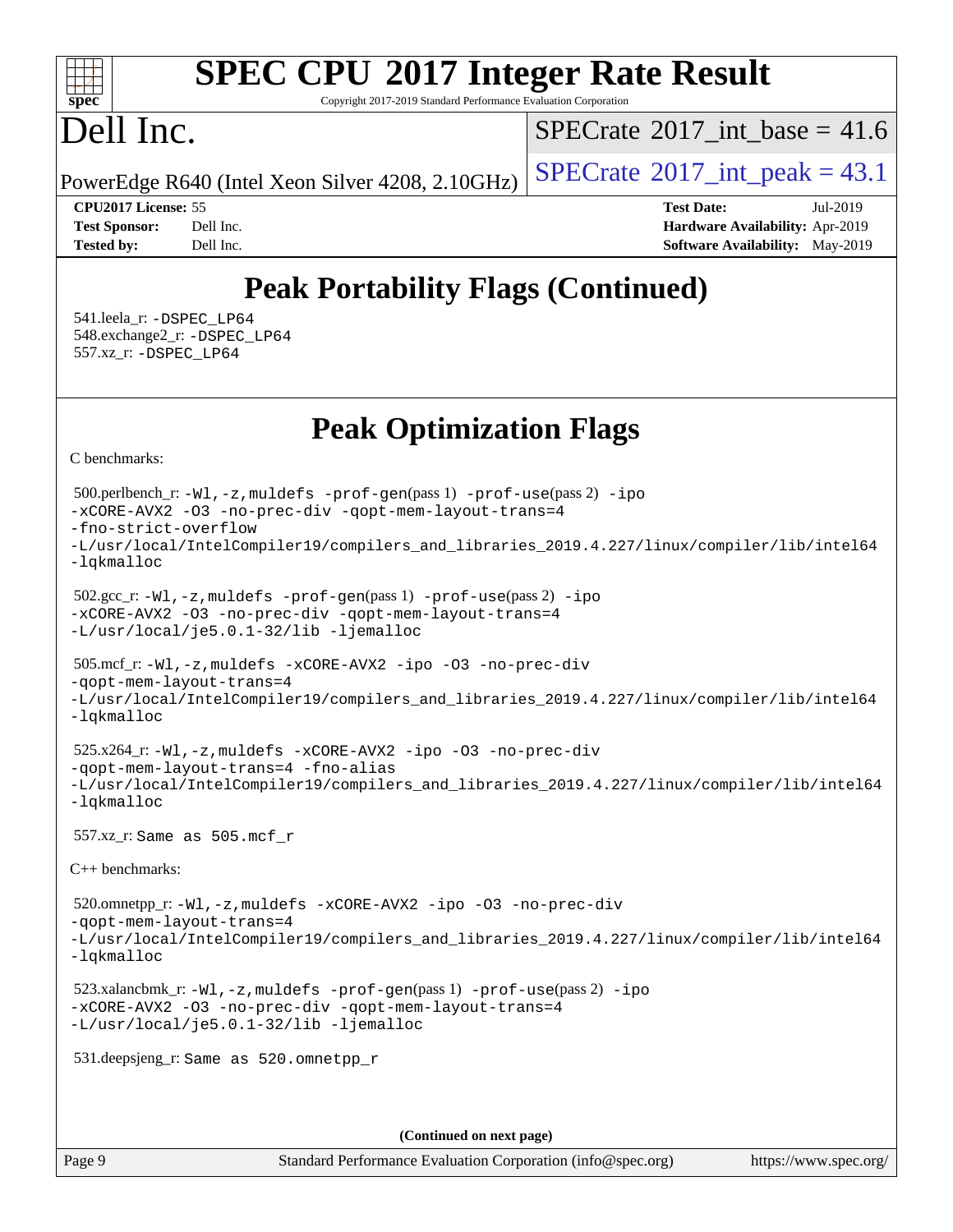# Peak Portability Flags (Continued)

541.leela_r: -DSPEC_LP64
548.exchange2_r: -DSPEC_LP64
557.xz_r: -DSPEC_LP64

# Peak Optimization Flags

C benchmarks:

500.perlbench_r: -Wl,-z,muldefs -prof-gen(pass 1) -prof-use(pass 2) -ipo -xCORE-AVX2 -O3 -no-prec-div -qopt-mem-layout-trans=4 -fno-strict-overflow -L/usr/local/IntelCompiler19/compilers_and_libraries_2019.4.227/linux/compiler/lib/intel64 -lqkmalloc

502.gcc_r: -Wl,-z,muldefs -prof-gen(pass 1) -prof-use(pass 2) -ipo -xCORE-AVX2 -O3 -no-prec-div -qopt-mem-layout-trans=4 -L/usr/local/je5.0.1-32/lib -ljemalloc

505.mcf_r: -Wl,-z,muldefs -xCORE-AVX2 -ipo -O3 -no-prec-div -qopt-mem-layout-trans=4 -L/usr/local/IntelCompiler19/compilers_and_libraries_2019.4.227/linux/compiler/lib/intel64 -lqkmalloc

525.x264_r: -Wl,-z,muldefs -xCORE-AVX2 -ipo -O3 -no-prec-div -qopt-mem-layout-trans=4 -fno-alias -L/usr/local/IntelCompiler19/compilers_and_libraries_2019.4.227/linux/compiler/lib/intel64 -lqkmalloc

557.xz_r: Same as 505.mcf_r

C++ benchmarks:

520.omnetpp_r: -Wl,-z,muldefs -xCORE-AVX2 -ipo -O3 -no-prec-div -qopt-mem-layout-trans=4 -L/usr/local/IntelCompiler19/compilers_and_libraries_2019.4.227/linux/compiler/lib/intel64 -lqkmalloc

523.xalancbmk_r: -Wl,-z,muldefs -prof-gen(pass 1) -prof-use(pass 2) -ipo -xCORE-AVX2 -O3 -no-prec-div -qopt-mem-layout-trans=4 -L/usr/local/je5.0.1-32/lib -ljemalloc

531.deepsjeng_r: Same as 520.omnetpp_r

**(Continued on next page)**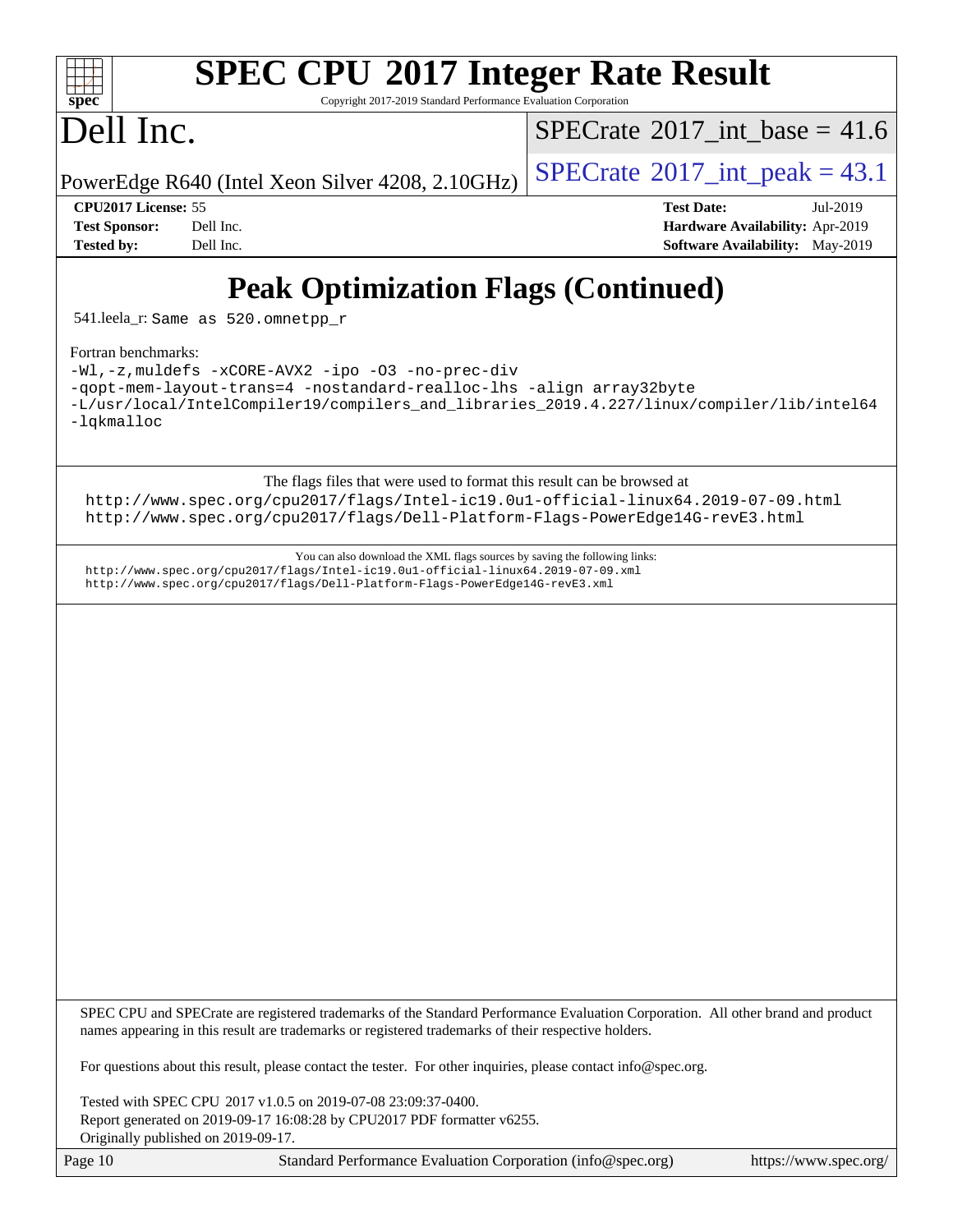# Peak Optimization Flags (Continued)

541.leela_r: Same as 520.omnetpp_r

Fortran benchmarks:

```
-Wl,-z,muldefs -xCORE-AVX2 -ipo -O3 -no-prec-div
-qopt-mem-layout-trans=4 -nostandard-realloc-lhs -align array32byte
-L/usr/local/IntelCompiler19/compilers_and_libraries_2019.4.227/linux/compiler/lib/intel64
-lqkmalloc
```

The flags files that were used to format this result can be browsed at

http://www.spec.org/cpu2017/flags/Intel-ic19.0u1-official-linux64.2019-07-09.html
http://www.spec.org/cpu2017/flags/Dell-Platform-Flags-PowerEdge14G-revE3.html

You can also download the XML flags sources by saving the following links:

http://www.spec.org/cpu2017/flags/Intel-ic19.0u1-official-linux64.2019-07-09.xml
http://www.spec.org/cpu2017/flags/Dell-Platform-Flags-PowerEdge14G-revE3.xml

SPEC CPU and SPECrate are registered trademarks of the Standard Performance Evaluation Corporation. All other brand and product names appearing in this result are trademarks or registered trademarks of their respective holders.

For questions about this result, please contact the tester. For other inquiries, please contact info@spec.org.

Tested with SPEC CPU 2017 v1.0.5 on 2019-07-08 23:09:37-0400.
Report generated on 2019-09-17 16:08:28 by CPU2017 PDF formatter v6255.
Originally published on 2019-09-17.